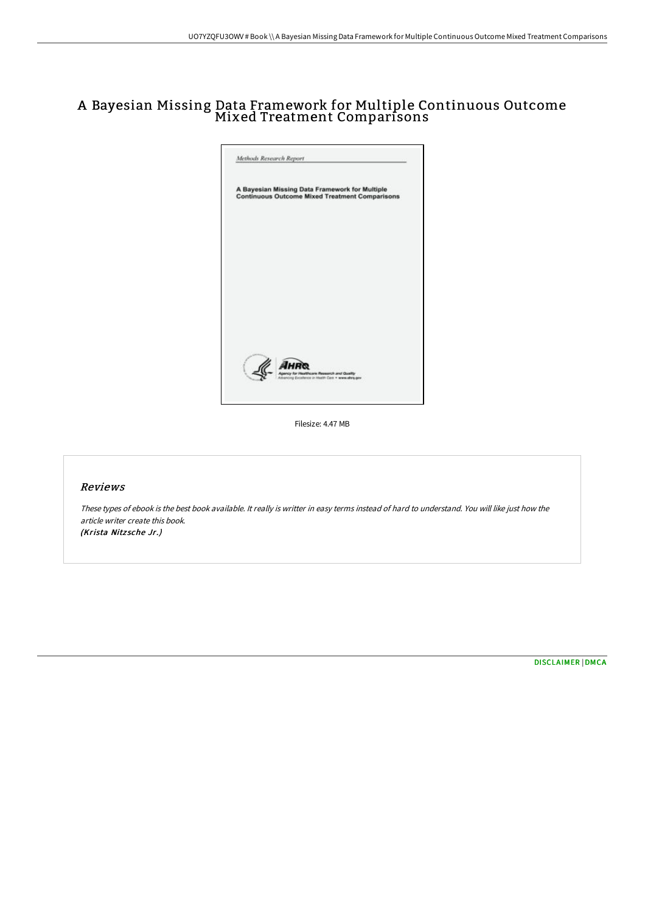# A Bayesian Missing Data Framework for Multiple Continuous Outcome Mixed Treatment Comparisons

Methods Research Report

A Bayesian Missing Data Framework for Multiple Continuous Outcome Mixed Treatment Comparisons

AHRQ Agency for Healthcare Research and Quality
Advancing Excellence in Health Care • www.ahrq.gov

Filesize: 4.47 MB

## Reviews

*These types of ebook is the best book available. It really is writter in easy terms instead of hard to understand. You will like just how the article writer create this book.*
*(Krista Nitzsche Jr.)*

DISCLAIMER | DMCA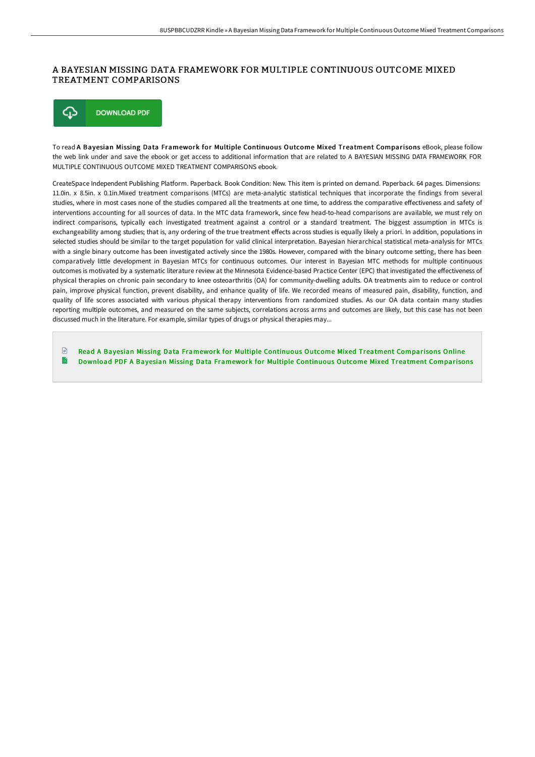# A BAYESIAN MISSING DATA FRAMEWORK FOR MULTIPLE CONTINUOUS OUTCOME MIXED TREATMENT COMPARISONS

DOWNLOAD PDF

To read **A Bayesian Missing Data Framework for Multiple Continuous Outcome Mixed Treatment Comparisons** eBook, please follow the web link under and save the ebook or get access to additional information that are related to A BAYESIAN MISSING DATA FRAMEWORK FOR MULTIPLE CONTINUOUS OUTCOME MIXED TREATMENT COMPARISONS ebook.

CreateSpace Independent Publishing Platform. Paperback. Book Condition: New. This item is printed on demand. Paperback. 64 pages. Dimensions: 11.0in. x 8.5in. x 0.1in.Mixed treatment comparisons (MTCs) are meta-analytic statistical techniques that incorporate the findings from several studies, where in most cases none of the studies compared all the treatments at one time, to address the comparative effectiveness and safety of interventions accounting for all sources of data. In the MTC data framework, since few head-to-head comparisons are available, we must rely on indirect comparisons, typically each investigated treatment against a control or a standard treatment. The biggest assumption in MTCs is exchangeability among studies; that is, any ordering of the true treatment effects across studies is equally likely a priori. In addition, populations in selected studies should be similar to the target population for valid clinical interpretation. Bayesian hierarchical statistical meta-analysis for MTCs with a single binary outcome has been investigated actively since the 1980s. However, compared with the binary outcome setting, there has been comparatively little development in Bayesian MTCs for continuous outcomes. Our interest in Bayesian MTC methods for multiple continuous outcomes is motivated by a systematic literature review at the Minnesota Evidence-based Practice Center (EPC) that investigated the effectiveness of physical therapies on chronic pain secondary to knee osteoarthritis (OA) for community-dwelling adults. OA treatments aim to reduce or control pain, improve physical function, prevent disability, and enhance quality of life. We recorded means of measured pain, disability, function, and quality of life scores associated with various physical therapy interventions from randomized studies. As our OA data contain many studies reporting multiple outcomes, and measured on the same subjects, correlations across arms and outcomes are likely, but this case has not been discussed much in the literature. For example, similar types of drugs or physical therapies may...

- Read A Bayesian Missing Data Framework for Multiple Continuous Outcome Mixed Treatment Comparisons Online
- Download PDF A Bayesian Missing Data Framework for Multiple Continuous Outcome Mixed Treatment Comparisons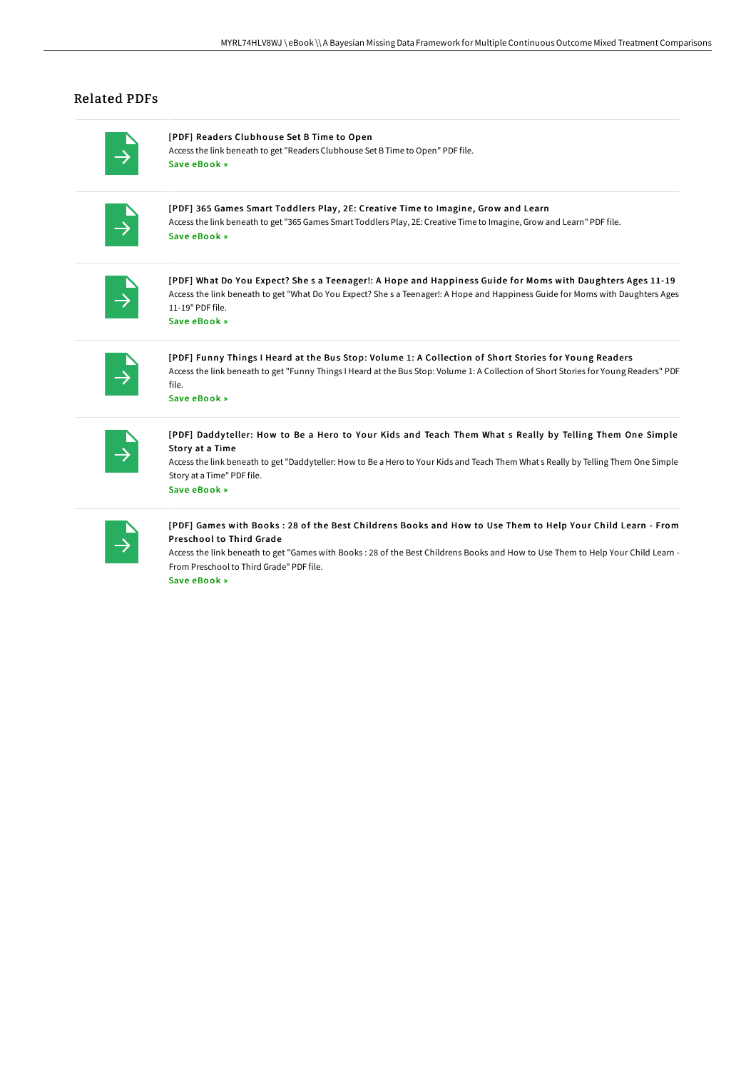## Related PDFs

[PDF] Readers Clubhouse Set B Time to Open
Access the link beneath to get "Readers Clubhouse Set B Time to Open" PDF file.
Save eBook »

[PDF] 365 Games Smart Toddlers Play, 2E: Creative Time to Imagine, Grow and Learn
Access the link beneath to get "365 Games Smart Toddlers Play, 2E: Creative Time to Imagine, Grow and Learn" PDF file.
Save eBook »

[PDF] What Do You Expect? She s a Teenager!: A Hope and Happiness Guide for Moms with Daughters Ages 11-19
Access the link beneath to get "What Do You Expect? She s a Teenager!: A Hope and Happiness Guide for Moms with Daughters Ages 11-19" PDF file.
Save eBook »

[PDF] Funny Things I Heard at the Bus Stop: Volume 1: A Collection of Short Stories for Young Readers
Access the link beneath to get "Funny Things I Heard at the Bus Stop: Volume 1: A Collection of Short Stories for Young Readers" PDF file.
Save eBook »

[PDF] Daddyteller: How to Be a Hero to Your Kids and Teach Them What s Really by Telling Them One Simple Story at a Time
Access the link beneath to get "Daddyteller: How to Be a Hero to Your Kids and Teach Them What s Really by Telling Them One Simple Story at a Time" PDF file.
Save eBook »

[PDF] Games with Books : 28 of the Best Childrens Books and How to Use Them to Help Your Child Learn - From Preschool to Third Grade
Access the link beneath to get "Games with Books : 28 of the Best Childrens Books and How to Use Them to Help Your Child Learn - From Preschool to Third Grade" PDF file.
Save eBook »